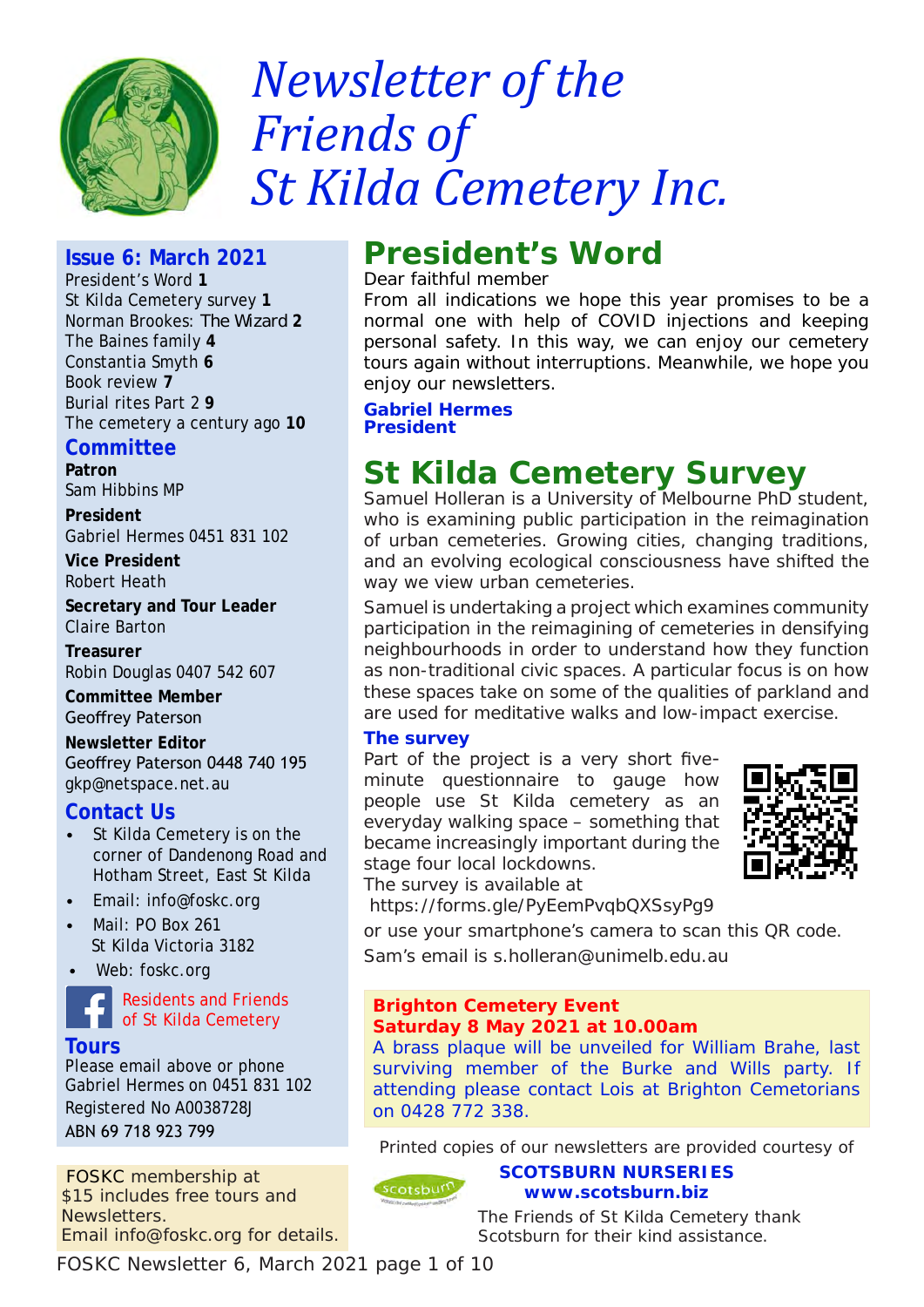# *Newsletter of the Friends of St Kilda Cemetery Inc.*

## Issue 6: March 2021

President's Word **1**
St Kilda Cemetery survey **1**
Norman Brookes: The Wizard **2**
The Baines family **4**
Constantia Smyth **6**
Book review **7**
Burial rites Part 2 **9**
The cemetery a century ago **10**

## Committee

**Patron**
Sam Hibbins MP

**President**
Gabriel Hermes 0451 831 102

**Vice President**
Robert Heath

**Secretary and Tour Leader**
Claire Barton

**Treasurer**
Robin Douglas 0407 542 607

**Committee Member**
Geoffrey Paterson

**Newsletter Editor**
Geoffrey Paterson 0448 740 195
gkp@netspace.net.au

## Contact Us

- St Kilda Cemetery is on the corner of Dandenong Road and Hotham Street, East St Kilda
- Email: info@foskc.org
- Mail: PO Box 261
  St Kilda Victoria 3182
- Web: foskc.org

Residents and Friends of St Kilda Cemetery

## Tours

Please email above or phone Gabriel Hermes on 0451 831 102
Registered No A0038728J
ABN 69 718 923 799

FOSKC membership at $15 includes free tours and Newsletters.
Email info@foskc.org for details.

# President's Word

Dear faithful member

From all indications we hope this year promises to be a normal one with help of COVID injections and keeping personal safety. In this way, we can enjoy our cemetery tours again without interruptions. Meanwhile, we hope you enjoy our newsletters.

**Gabriel Hermes**
**President**

# St Kilda Cemetery Survey

Samuel Holleran is a University of Melbourne PhD student, who is examining public participation in the reimagination of urban cemeteries. Growing cities, changing traditions, and an evolving ecological consciousness have shifted the way we view urban cemeteries.

Samuel is undertaking a project which examines community participation in the reimagining of cemeteries in densifying neighbourhoods in order to understand how they function as non-traditional civic spaces. A particular focus is on how these spaces take on some of the qualities of parkland and are used for meditative walks and low-impact exercise.

### The survey

Part of the project is a very short five-minute questionnaire to gauge how people use St Kilda cemetery as an everyday walking space – something that became increasingly important during the stage four local lockdowns.

The survey is available at
https://forms.gle/PyEemPvqbQXSsyPg9
or use your smartphone's camera to scan this QR code.

Sam's email is s.holleran@unimelb.edu.au

**Brighton Cemetery Event**
**Saturday 8 May 2021 at 10.00am**

A brass plaque will be unveiled for William Brahe, last surviving member of the Burke and Wills party. If attending please contact Lois at Brighton Cemetorians on 0428 772 338.

Printed copies of our newsletters are provided courtesy of

**SCOTSBURN NURSERIES**
**www.scotsburn.biz**

The Friends of St Kilda Cemetery thank Scotsburn for their kind assistance.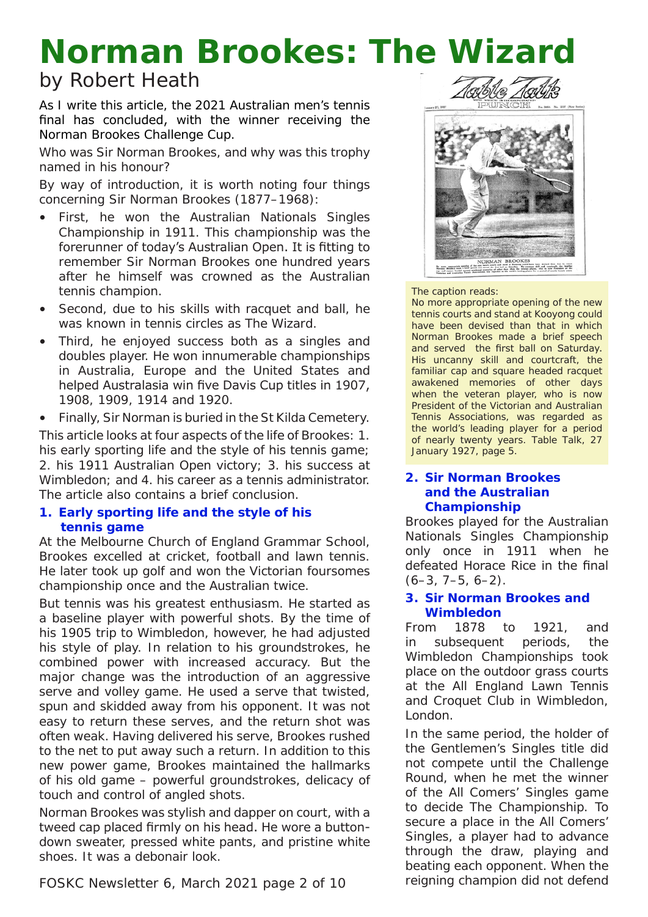# Norman Brookes: The Wizard

by Robert Heath

As I write this article, the 2021 Australian men's tennis final has concluded, with the winner receiving the Norman Brookes Challenge Cup.

Who was Sir Norman Brookes, and why was this trophy named in his honour?

By way of introduction, it is worth noting four things concerning Sir Norman Brookes (1877–1968):

- First, he won the Australian Nationals Singles Championship in 1911. This championship was the forerunner of today's Australian Open. It is fitting to remember Sir Norman Brookes one hundred years after he himself was crowned as the Australian tennis champion.
- Second, due to his skills with racquet and ball, he was known in tennis circles as The Wizard.
- Third, he enjoyed success both as a singles and doubles player. He won innumerable championships in Australia, Europe and the United States and helped Australasia win five Davis Cup titles in 1907, 1908, 1909, 1914 and 1920.
- Finally, Sir Norman is buried in the St Kilda Cemetery.

This article looks at four aspects of the life of Brookes: 1. his early sporting life and the style of his tennis game; 2. his 1911 Australian Open victory; 3. his success at Wimbledon; and 4. his career as a tennis administrator. The article also contains a brief conclusion.

## 1. Early sporting life and the style of his tennis game

At the Melbourne Church of England Grammar School, Brookes excelled at cricket, football and lawn tennis. He later took up golf and won the Victorian foursomes championship once and the Australian twice.

But tennis was his greatest enthusiasm. He started as a baseline player with powerful shots. By the time of his 1905 trip to Wimbledon, however, he had adjusted his style of play. In relation to his groundstrokes, he combined power with increased accuracy. But the major change was the introduction of an aggressive serve and volley game. He used a serve that twisted, spun and skidded away from his opponent. It was not easy to return these serves, and the return shot was often weak. Having delivered his serve, Brookes rushed to the net to put away such a return. In addition to this new power game, Brookes maintained the hallmarks of his old game – powerful groundstrokes, delicacy of touch and control of angled shots.

Norman Brookes was stylish and dapper on court, with a tweed cap placed firmly on his head. He wore a button-down sweater, pressed white pants, and pristine white shoes. It was a debonair look.

The caption reads:
No more appropriate opening of the new tennis courts and stand at Kooyong could have been devised than that in which Norman Brookes made a brief speech and served the first ball on Saturday. His uncanny skill and courtcraft, the familiar cap and square headed racquet awakened memories of other days when the veteran player, who is now President of the Victorian and Australian Tennis Associations, was regarded as the world's leading player for a period of nearly twenty years. Table Talk, 27 January 1927, page 5.

## 2. Sir Norman Brookes and the Australian Championship

Brookes played for the Australian Nationals Singles Championship only once in 1911 when he defeated Horace Rice in the final (6–3, 7–5, 6–2).

## 3. Sir Norman Brookes and Wimbledon

From 1878 to 1921, and in subsequent periods, the Wimbledon Championships took place on the outdoor grass courts at the All England Lawn Tennis and Croquet Club in Wimbledon, London.

In the same period, the holder of the Gentlemen's Singles title did not compete until the Challenge Round, when he met the winner of the All Comers' Singles game to decide The Championship. To secure a place in the All Comers' Singles, a player had to advance through the draw, playing and beating each opponent. When the reigning champion did not defend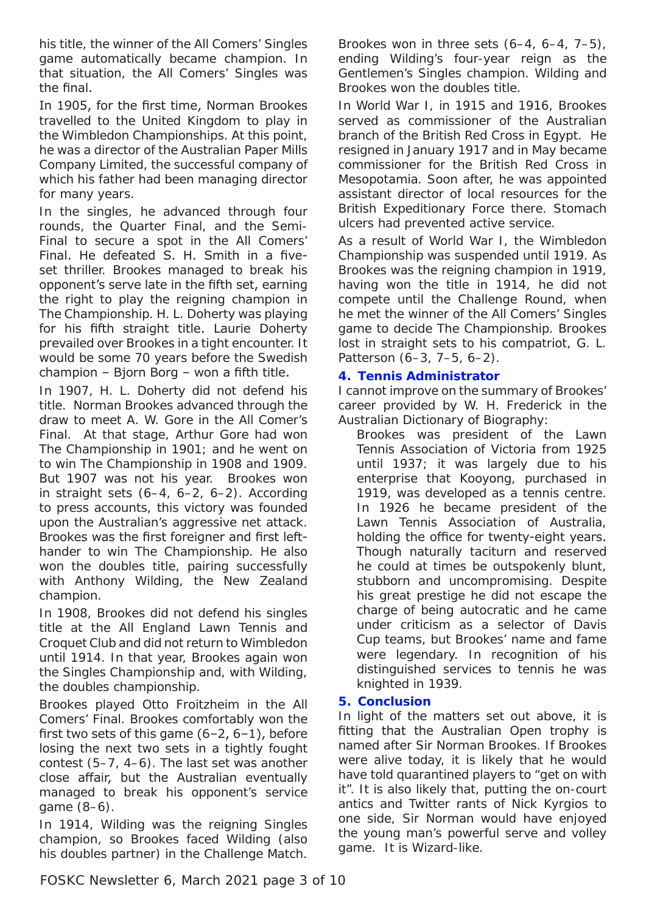his title, the winner of the All Comers' Singles game automatically became champion. In that situation, the All Comers' Singles was the final.

In 1905, for the first time, Norman Brookes travelled to the United Kingdom to play in the Wimbledon Championships. At this point, he was a director of the Australian Paper Mills Company Limited, the successful company of which his father had been managing director for many years.

In the singles, he advanced through four rounds, the Quarter Final, and the Semi-Final to secure a spot in the All Comers' Final. He defeated S. H. Smith in a five-set thriller. Brookes managed to break his opponent's serve late in the fifth set, earning the right to play the reigning champion in The Championship. H. L. Doherty was playing for his fifth straight title. Laurie Doherty prevailed over Brookes in a tight encounter. It would be some 70 years before the Swedish champion – Bjorn Borg – won a fifth title.

In 1907, H. L. Doherty did not defend his title. Norman Brookes advanced through the draw to meet A. W. Gore in the All Comer's Final. At that stage, Arthur Gore had won The Championship in 1901; and he went on to win The Championship in 1908 and 1909. But 1907 was not his year. Brookes won in straight sets (6–4, 6–2, 6–2). According to press accounts, this victory was founded upon the Australian's aggressive net attack. Brookes was the first foreigner and first left-hander to win The Championship. He also won the doubles title, pairing successfully with Anthony Wilding, the New Zealand champion.

In 1908, Brookes did not defend his singles title at the All England Lawn Tennis and Croquet Club and did not return to Wimbledon until 1914. In that year, Brookes again won the Singles Championship and, with Wilding, the doubles championship.

Brookes played Otto Froitzheim in the All Comers' Final. Brookes comfortably won the first two sets of this game (6–2, 6–1), before losing the next two sets in a tightly fought contest (5–7, 4–6). The last set was another close affair, but the Australian eventually managed to break his opponent's service game (8–6).

In 1914, Wilding was the reigning Singles champion, so Brookes faced Wilding (also his doubles partner) in the Challenge Match. Brookes won in three sets (6–4, 6–4, 7–5), ending Wilding's four-year reign as the Gentlemen's Singles champion. Wilding and Brookes won the doubles title.

In World War I, in 1915 and 1916, Brookes served as commissioner of the Australian branch of the British Red Cross in Egypt. He resigned in January 1917 and in May became commissioner for the British Red Cross in Mesopotamia. Soon after, he was appointed assistant director of local resources for the British Expeditionary Force there. Stomach ulcers had prevented active service.

As a result of World War I, the Wimbledon Championship was suspended until 1919. As Brookes was the reigning champion in 1919, having won the title in 1914, he did not compete until the Challenge Round, when he met the winner of the All Comers' Singles game to decide The Championship. Brookes lost in straight sets to his compatriot, G. L. Patterson (6–3, 7–5, 6–2).

## 4. Tennis Administrator

I cannot improve on the summary of Brookes' career provided by W. H. Frederick in the Australian Dictionary of Biography:

> Brookes was president of the Lawn Tennis Association of Victoria from 1925 until 1937; it was largely due to his enterprise that Kooyong, purchased in 1919, was developed as a tennis centre. In 1926 he became president of the Lawn Tennis Association of Australia, holding the office for twenty-eight years. Though naturally taciturn and reserved he could at times be outspokenly blunt, stubborn and uncompromising. Despite his great prestige he did not escape the charge of being autocratic and he came under criticism as a selector of Davis Cup teams, but Brookes' name and fame were legendary. In recognition of his distinguished services to tennis he was knighted in 1939.

## 5. Conclusion

In light of the matters set out above, it is fitting that the Australian Open trophy is named after Sir Norman Brookes. If Brookes were alive today, it is likely that he would have told quarantined players to "get on with it". It is also likely that, putting the on-court antics and Twitter rants of Nick Kyrgios to one side, Sir Norman would have enjoyed the young man's powerful serve and volley game. It is Wizard-like.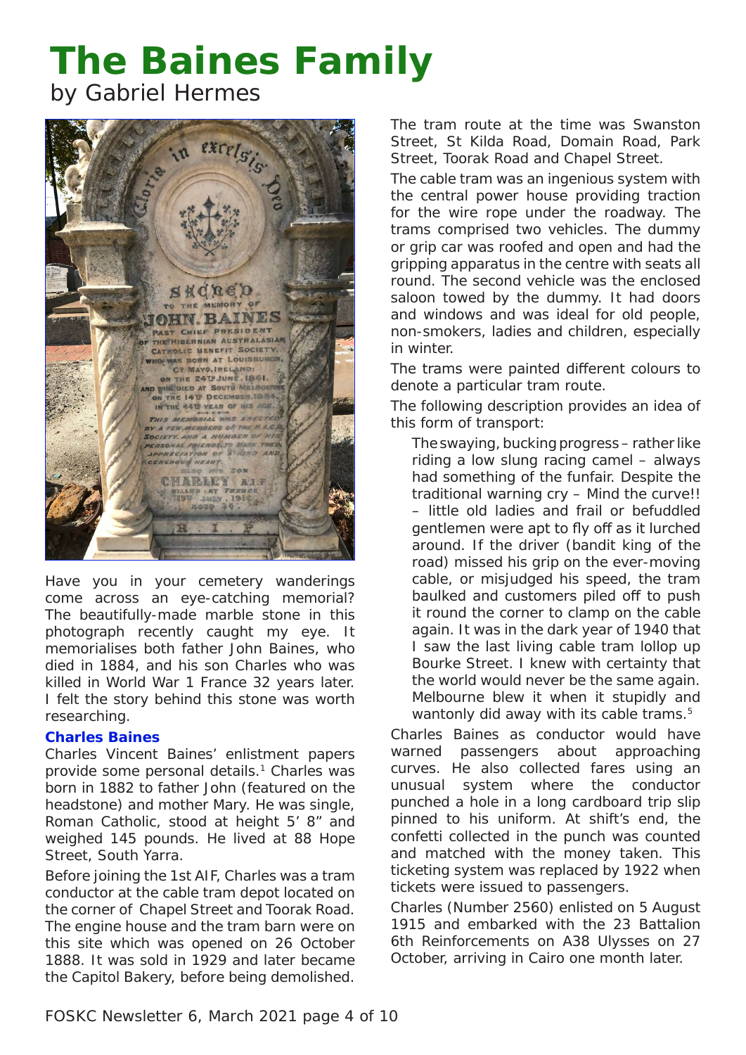# The Baines Family

by Gabriel Hermes

Have you in your cemetery wanderings come across an eye-catching memorial? The beautifully-made marble stone in this photograph recently caught my eye. It memorialises both father John Baines, who died in 1884, and his son Charles who was killed in World War 1 France 32 years later. I felt the story behind this stone was worth researching.

### Charles Baines

Charles Vincent Baines' enlistment papers provide some personal details.[1] Charles was born in 1882 to father John (featured on the headstone) and mother Mary. He was single, Roman Catholic, stood at height 5' 8" and weighed 145 pounds. He lived at 88 Hope Street, South Yarra.

Before joining the 1st AIF, Charles was a tram conductor at the cable tram depot located on the corner of Chapel Street and Toorak Road. The engine house and the tram barn were on this site which was opened on 26 October 1888. It was sold in 1929 and later became the Capitol Bakery, before being demolished.

The tram route at the time was Swanston Street, St Kilda Road, Domain Road, Park Street, Toorak Road and Chapel Street.

The cable tram was an ingenious system with the central power house providing traction for the wire rope under the roadway. The trams comprised two vehicles. The dummy or grip car was roofed and open and had the gripping apparatus in the centre with seats all round. The second vehicle was the enclosed saloon towed by the dummy. It had doors and windows and was ideal for old people, non-smokers, ladies and children, especially in winter.

The trams were painted different colours to denote a particular tram route.

The following description provides an idea of this form of transport:

> The swaying, bucking progress – rather like riding a low slung racing camel – always had something of the funfair. Despite the traditional warning cry – Mind the curve!! – little old ladies and frail or befuddled gentlemen were apt to fly off as it lurched around. If the driver (bandit king of the road) missed his grip on the ever-moving cable, or misjudged his speed, the tram baulked and customers piled off to push it round the corner to clamp on the cable again. It was in the dark year of 1940 that I saw the last living cable tram lollop up Bourke Street. I knew with certainty that the world would never be the same again. Melbourne blew it when it stupidly and wantonly did away with its cable trams.[5]

Charles Baines as conductor would have warned passengers about approaching curves. He also collected fares using an unusual system where the conductor punched a hole in a long cardboard trip slip pinned to his uniform. At shift's end, the confetti collected in the punch was counted and matched with the money taken. This ticketing system was replaced by 1922 when tickets were issued to passengers.

Charles (Number 2560) enlisted on 5 August 1915 and embarked with the 23 Battalion 6th Reinforcements on A38 Ulysses on 27 October, arriving in Cairo one month later.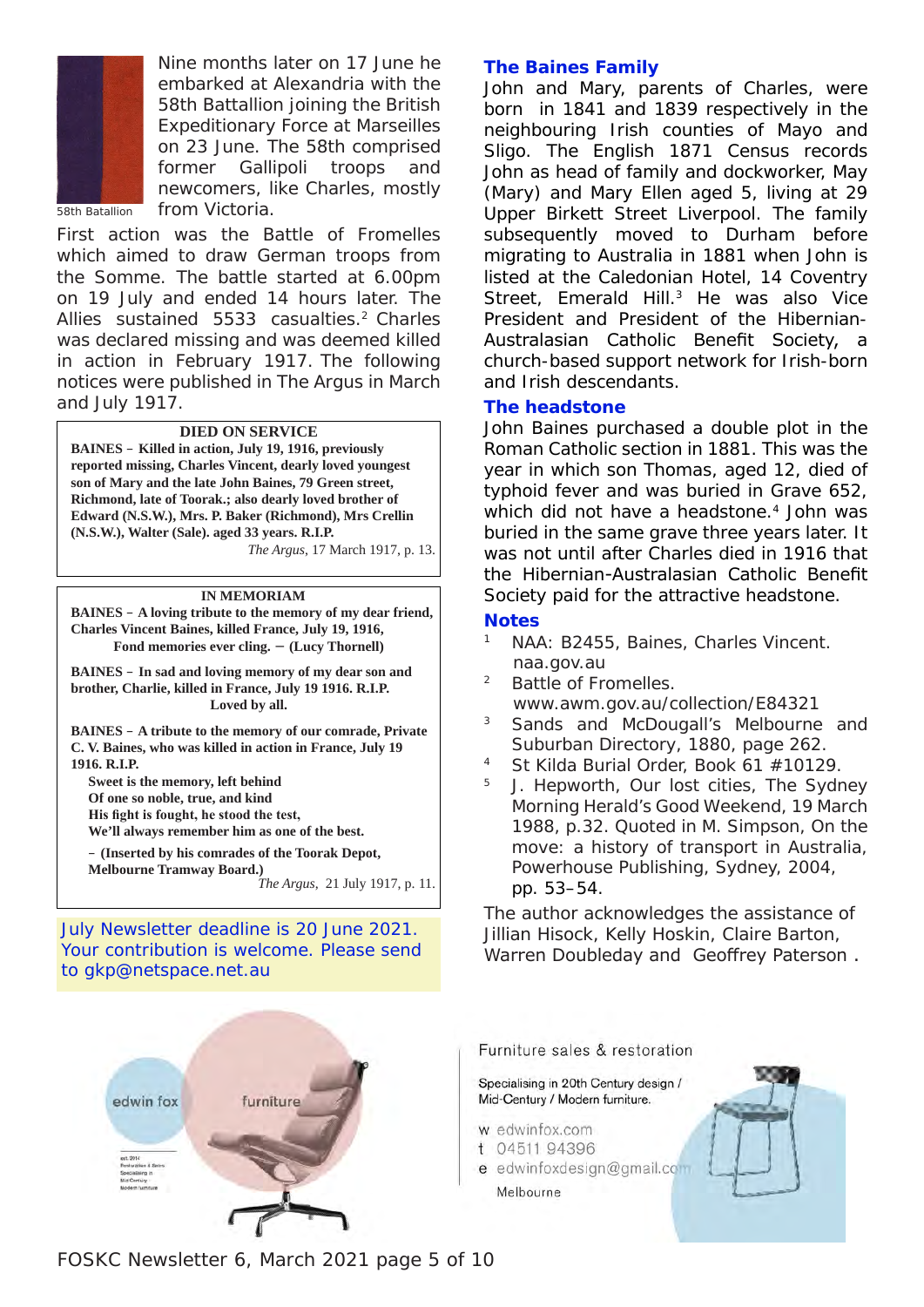58th Batallion

Nine months later on 17 June he embarked at Alexandria with the 58th Battalion joining the British Expeditionary Force at Marseilles on 23 June. The 58th comprised former Gallipoli troops and newcomers, like Charles, mostly from Victoria.

First action was the Battle of Fromelles which aimed to draw German troops from the Somme. The battle started at 6.00pm on 19 July and ended 14 hours later. The Allies sustained 5533 casualties.[2] Charles was declared missing and was deemed killed in action in February 1917. The following notices were published in The Argus in March and July 1917.

**DIED ON SERVICE**

**BAINES – Killed in action, July 19, 1916, previously reported missing, Charles Vincent, dearly loved youngest son of Mary and the late John Baines, 79 Green street, Richmond, late of Toorak.; also dearly loved brother of Edward (N.S.W.), Mrs. P. Baker (Richmond), Mrs Crellin (N.S.W.), Walter (Sale). aged 33 years. R.I.P.**

*The Argus*, 17 March 1917, p. 13.

**IN MEMORIAM**

**BAINES – A loving tribute to the memory of my dear friend, Charles Vincent Baines, killed France, July 19, 1916, Fond memories ever cling. – (Lucy Thornell)**

**BAINES – In sad and loving memory of my dear son and brother, Charlie, killed in France, July 19 1916. R.I.P. Loved by all.**

**BAINES – A tribute to the memory of our comrade, Private C. V. Baines, who was killed in action in France, July 19 1916. R.I.P.**

**Sweet is the memory, left behind**
**Of one so noble, true, and kind**
**His fight is fought, he stood the test,**
**We'll always remember him as one of the best.**

**– (Inserted by his comrades of the Toorak Depot, Melbourne Tramway Board.)**

*The Argus*, 21 July 1917, p. 11.

July Newsletter deadline is 20 June 2021. Your contribution is welcome. Please send to gkp@netspace.net.au

## The Baines Family

John and Mary, parents of Charles, were born in 1841 and 1839 respectively in the neighbouring Irish counties of Mayo and Sligo. The English 1871 Census records John as head of family and dockworker, May (Mary) and Mary Ellen aged 5, living at 29 Upper Birkett Street Liverpool. The family subsequently moved to Durham before migrating to Australia in 1881 when John is listed at the Caledonian Hotel, 14 Coventry Street, Emerald Hill.[3] He was also Vice President and President of the Hibernian-Australasian Catholic Benefit Society, a church-based support network for Irish-born and Irish descendants.

## The headstone

John Baines purchased a double plot in the Roman Catholic section in 1881. This was the year in which son Thomas, aged 12, died of typhoid fever and was buried in Grave 652, which did not have a headstone.[4] John was buried in the same grave three years later. It was not until after Charles died in 1916 that the Hibernian-Australasian Catholic Benefit Society paid for the attractive headstone.

## Notes

1. NAA: B2455, Baines, Charles Vincent. naa.gov.au
2. Battle of Fromelles. www.awm.gov.au/collection/E84321
3. Sands and McDougall's Melbourne and Suburban Directory, 1880, page 262.
4. St Kilda Burial Order, Book 61 #10129.
5. J. Hepworth, Our lost cities, The Sydney Morning Herald's Good Weekend, 19 March 1988, p.32. Quoted in M. Simpson, On the move: a history of transport in Australia, Powerhouse Publishing, Sydney, 2004, pp. 53–54.

The author acknowledges the assistance of Jillian Hisock, Kelly Hoskin, Claire Barton, Warren Doubleday and Geoffrey Paterson .

edwin fox furniture

Furniture sales & restoration

Specialising in 20th Century design / Mid-Century / Modern furniture.

w edwinfox.com
t 04511 94396
e edwinfoxdesign@gmail.com

Melbourne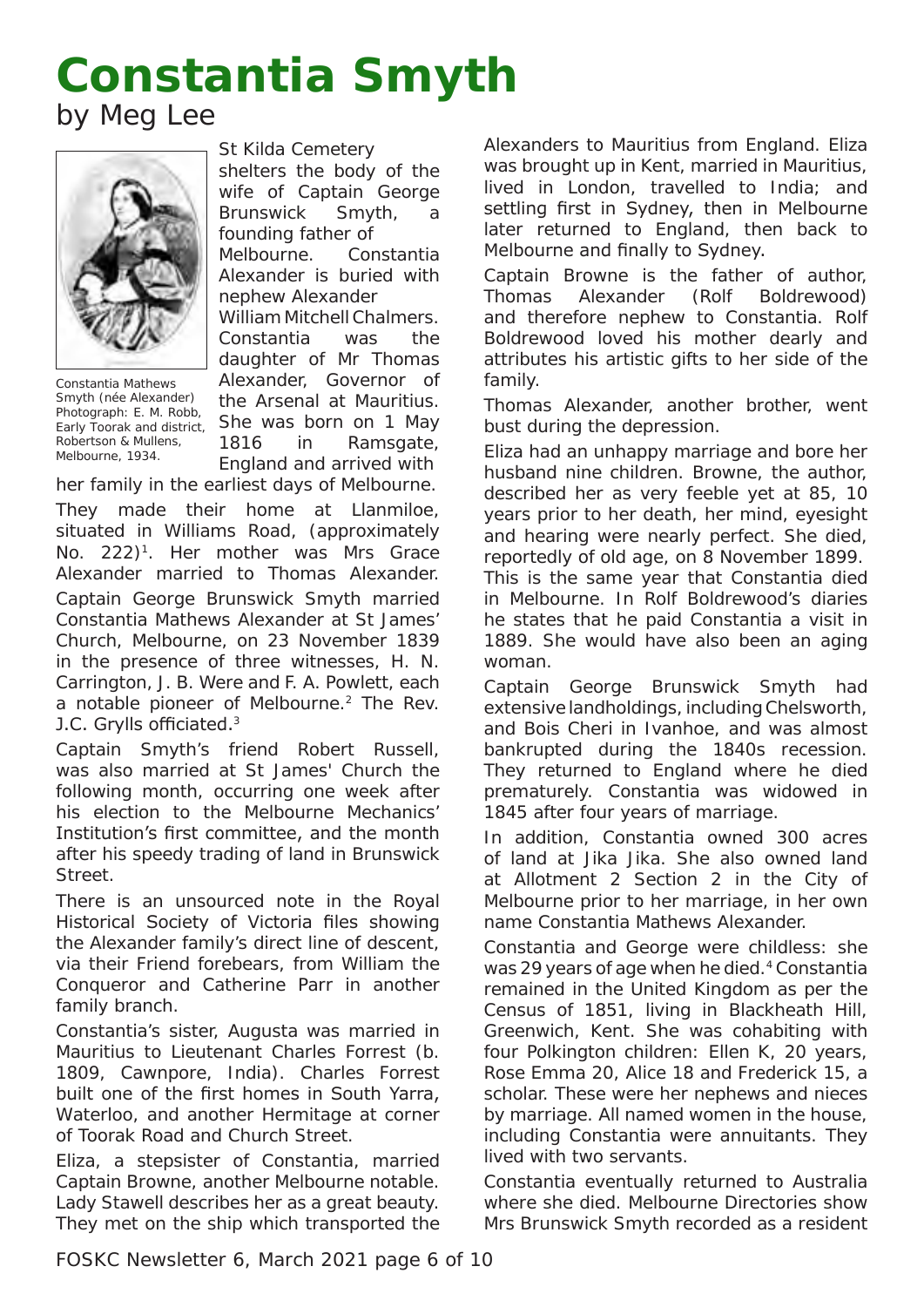# Constantia Smyth

by Meg Lee

Constantia Mathews Smyth (née Alexander) Photograph: E. M. Robb, Early Toorak and district, Robertson & Mullens, Melbourne, 1934.

St Kilda Cemetery shelters the body of the wife of Captain George Brunswick Smyth, a founding father of Melbourne. Constantia Alexander is buried with nephew Alexander William Mitchell Chalmers. Constantia was the daughter of Mr Thomas Alexander, Governor of the Arsenal at Mauritius. She was born on 1 May 1816 in Ramsgate, England and arrived with her family in the earliest days of Melbourne.

They made their home at Llanmiloe, situated in Williams Road, (approximately No. 222)[1]. Her mother was Mrs Grace Alexander married to Thomas Alexander.

Captain George Brunswick Smyth married Constantia Mathews Alexander at St James' Church, Melbourne, on 23 November 1839 in the presence of three witnesses, H. N. Carrington, J. B. Were and F. A. Powlett, each a notable pioneer of Melbourne.[2] The Rev. J.C. Grylls officiated.[3]

Captain Smyth's friend Robert Russell, was also married at St James' Church the following month, occurring one week after his election to the Melbourne Mechanics' Institution's first committee, and the month after his speedy trading of land in Brunswick Street.

There is an unsourced note in the Royal Historical Society of Victoria files showing the Alexander family's direct line of descent, via their Friend forebears, from William the Conqueror and Catherine Parr in another family branch.

Constantia's sister, Augusta was married in Mauritius to Lieutenant Charles Forrest (b. 1809, Cawnpore, India). Charles Forrest built one of the first homes in South Yarra, Waterloo, and another Hermitage at corner of Toorak Road and Church Street.

Eliza, a stepsister of Constantia, married Captain Browne, another Melbourne notable. Lady Stawell describes her as a great beauty. They met on the ship which transported the Alexanders to Mauritius from England. Eliza was brought up in Kent, married in Mauritius, lived in London, travelled to India; and settling first in Sydney, then in Melbourne later returned to England, then back to Melbourne and finally to Sydney.

Captain Browne is the father of author, Thomas Alexander (Rolf Boldrewood) and therefore nephew to Constantia. Rolf Boldrewood loved his mother dearly and attributes his artistic gifts to her side of the family.

Thomas Alexander, another brother, went bust during the depression.

Eliza had an unhappy marriage and bore her husband nine children. Browne, the author, described her as very feeble yet at 85, 10 years prior to her death, her mind, eyesight and hearing were nearly perfect. She died, reportedly of old age, on 8 November 1899. This is the same year that Constantia died in Melbourne. In Rolf Boldrewood's diaries he states that he paid Constantia a visit in 1889. She would have also been an aging woman.

Captain George Brunswick Smyth had extensive landholdings, including Chelsworth, and Bois Cheri in Ivanhoe, and was almost bankrupted during the 1840s recession. They returned to England where he died prematurely. Constantia was widowed in 1845 after four years of marriage.

In addition, Constantia owned 300 acres of land at Jika Jika. She also owned land at Allotment 2 Section 2 in the City of Melbourne prior to her marriage, in her own name Constantia Mathews Alexander.

Constantia and George were childless: she was 29 years of age when he died.[4] Constantia remained in the United Kingdom as per the Census of 1851, living in Blackheath Hill, Greenwich, Kent. She was cohabiting with four Polkington children: Ellen K, 20 years, Rose Emma 20, Alice 18 and Frederick 15, a scholar. These were her nephews and nieces by marriage. All named women in the house, including Constantia were annuitants. They lived with two servants.

Constantia eventually returned to Australia where she died. Melbourne Directories show Mrs Brunswick Smyth recorded as a resident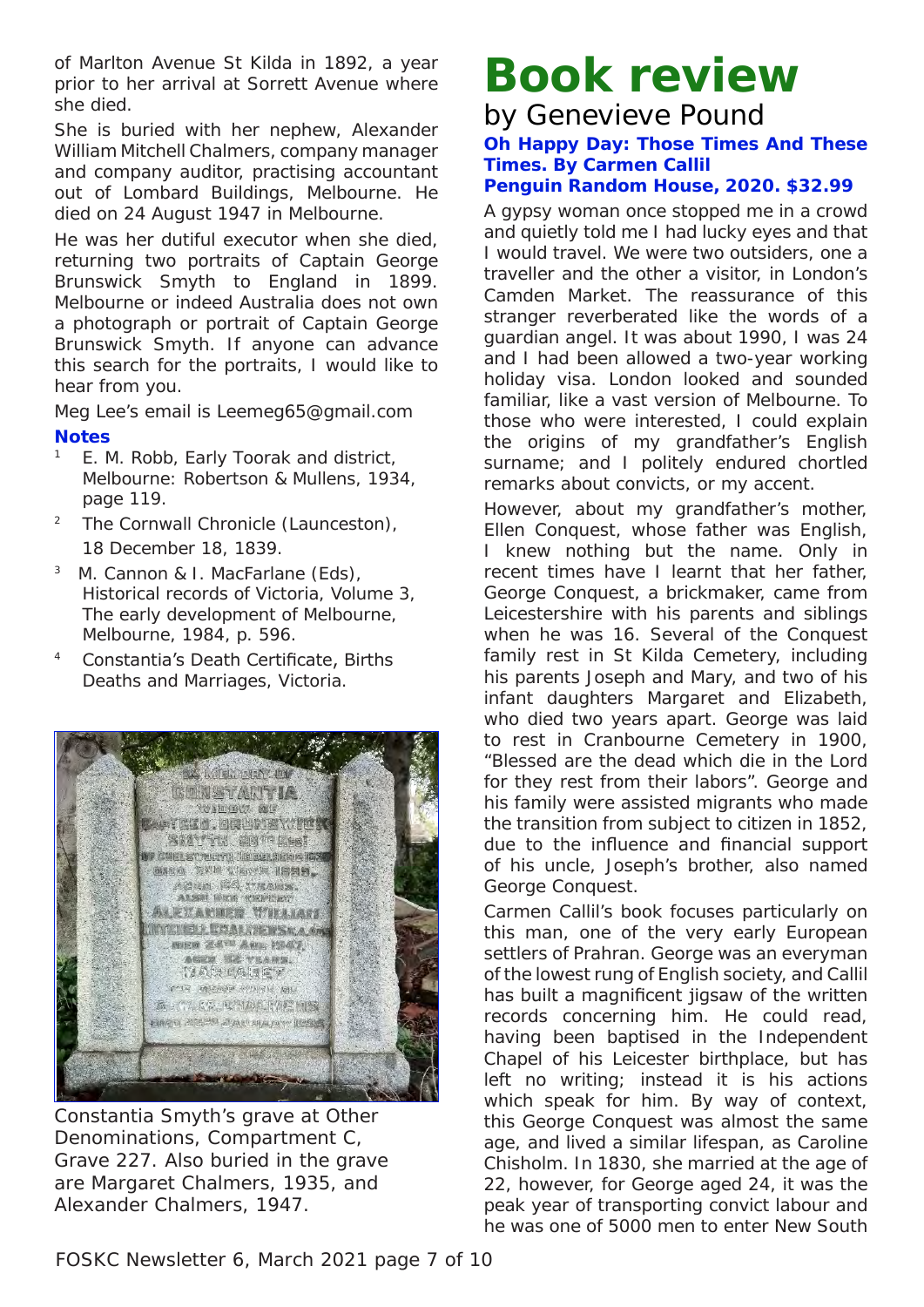of Marlton Avenue St Kilda in 1892, a year prior to her arrival at Sorrett Avenue where she died.

She is buried with her nephew, Alexander William Mitchell Chalmers, company manager and company auditor, practising accountant out of Lombard Buildings, Melbourne. He died on 24 August 1947 in Melbourne.

He was her dutiful executor when she died, returning two portraits of Captain George Brunswick Smyth to England in 1899. Melbourne or indeed Australia does not own a photograph or portrait of Captain George Brunswick Smyth. If anyone can advance this search for the portraits, I would like to hear from you.

Meg Lee's email is Leemeg65@gmail.com

### Notes

1. E. M. Robb, Early Toorak and district, Melbourne: Robertson & Mullens, 1934, page 119.
2. The Cornwall Chronicle (Launceston), 18 December 18, 1839.
3. M. Cannon & I. MacFarlane (Eds), Historical records of Victoria, Volume 3, The early development of Melbourne, Melbourne, 1984, p. 596.
4. Constantia's Death Certificate, Births Deaths and Marriages, Victoria.

Constantia Smyth's grave at Other Denominations, Compartment C, Grave 227. Also buried in the grave are Margaret Chalmers, 1935, and Alexander Chalmers, 1947.

# Book review

## by Genevieve Pound

**Oh Happy Day: Those Times And These Times. By Carmen Callil**
**Penguin Random House, 2020. $32.99**

A gypsy woman once stopped me in a crowd and quietly told me I had lucky eyes and that I would travel. We were two outsiders, one a traveller and the other a visitor, in London's Camden Market. The reassurance of this stranger reverberated like the words of a guardian angel. It was about 1990, I was 24 and I had been allowed a two-year working holiday visa. London looked and sounded familiar, like a vast version of Melbourne. To those who were interested, I could explain the origins of my grandfather's English surname; and I politely endured chortled remarks about convicts, or my accent.

However, about my grandfather's mother, Ellen Conquest, whose father was English, I knew nothing but the name. Only in recent times have I learnt that her father, George Conquest, a brickmaker, came from Leicestershire with his parents and siblings when he was 16. Several of the Conquest family rest in St Kilda Cemetery, including his parents Joseph and Mary, and two of his infant daughters Margaret and Elizabeth, who died two years apart. George was laid to rest in Cranbourne Cemetery in 1900, "Blessed are the dead which die in the Lord for they rest from their labors". George and his family were assisted migrants who made the transition from subject to citizen in 1852, due to the influence and financial support of his uncle, Joseph's brother, also named George Conquest.

Carmen Callil's book focuses particularly on this man, one of the very early European settlers of Prahran. George was an everyman of the lowest rung of English society, and Callil has built a magnificent jigsaw of the written records concerning him. He could read, having been baptised in the Independent Chapel of his Leicester birthplace, but has left no writing; instead it is his actions which speak for him. By way of context, this George Conquest was almost the same age, and lived a similar lifespan, as Caroline Chisholm. In 1830, she married at the age of 22, however, for George aged 24, it was the peak year of transporting convict labour and he was one of 5000 men to enter New South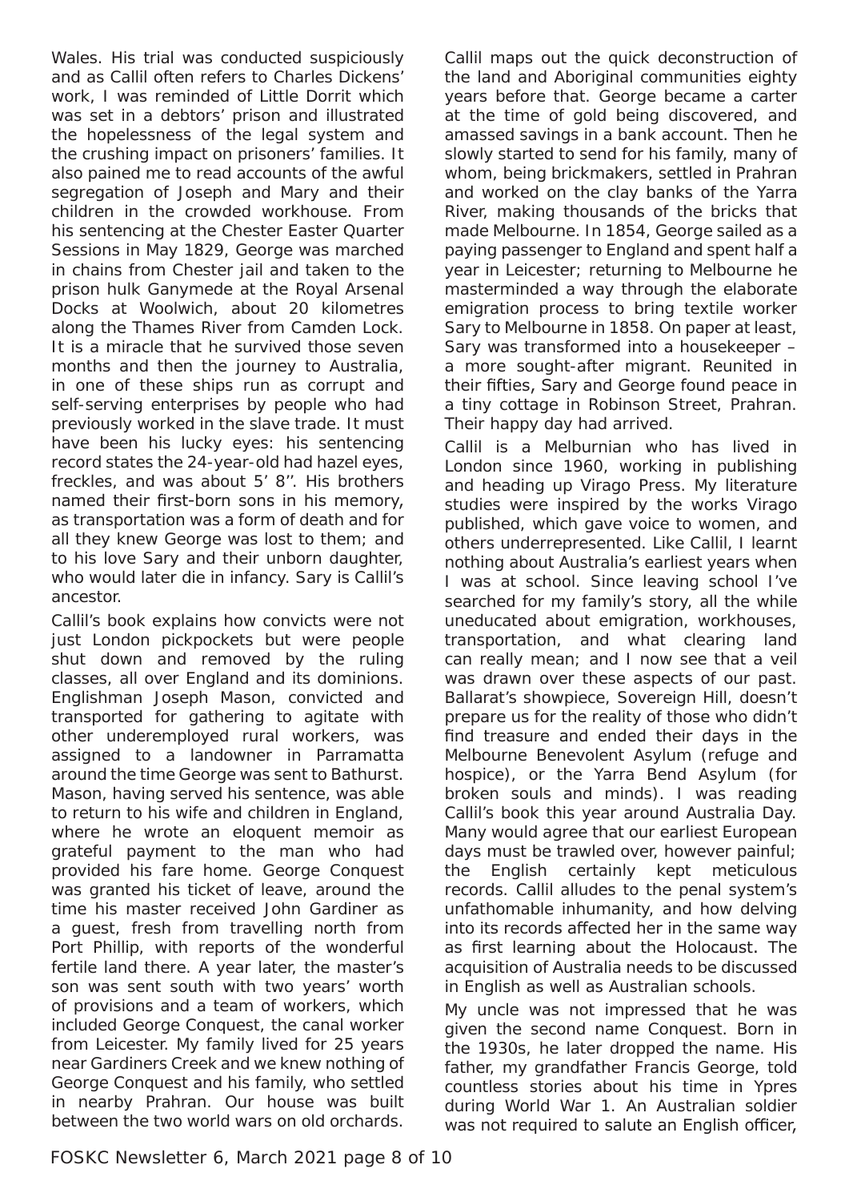Wales. His trial was conducted suspiciously and as Callil often refers to Charles Dickens' work, I was reminded of Little Dorrit which was set in a debtors' prison and illustrated the hopelessness of the legal system and the crushing impact on prisoners' families. It also pained me to read accounts of the awful segregation of Joseph and Mary and their children in the crowded workhouse. From his sentencing at the Chester Easter Quarter Sessions in May 1829, George was marched in chains from Chester jail and taken to the prison hulk Ganymede at the Royal Arsenal Docks at Woolwich, about 20 kilometres along the Thames River from Camden Lock. It is a miracle that he survived those seven months and then the journey to Australia, in one of these ships run as corrupt and self-serving enterprises by people who had previously worked in the slave trade. It must have been his lucky eyes: his sentencing record states the 24-year-old had hazel eyes, freckles, and was about 5' 8''. His brothers named their first-born sons in his memory, as transportation was a form of death and for all they knew George was lost to them; and to his love Sary and their unborn daughter, who would later die in infancy. Sary is Callil's ancestor.

Callil's book explains how convicts were not just London pickpockets but were people shut down and removed by the ruling classes, all over England and its dominions. Englishman Joseph Mason, convicted and transported for gathering to agitate with other underemployed rural workers, was assigned to a landowner in Parramatta around the time George was sent to Bathurst. Mason, having served his sentence, was able to return to his wife and children in England, where he wrote an eloquent memoir as grateful payment to the man who had provided his fare home. George Conquest was granted his ticket of leave, around the time his master received John Gardiner as a guest, fresh from travelling north from Port Phillip, with reports of the wonderful fertile land there. A year later, the master's son was sent south with two years' worth of provisions and a team of workers, which included George Conquest, the canal worker from Leicester. My family lived for 25 years near Gardiners Creek and we knew nothing of George Conquest and his family, who settled in nearby Prahran. Our house was built between the two world wars on old orchards. Callil maps out the quick deconstruction of the land and Aboriginal communities eighty years before that. George became a carter at the time of gold being discovered, and amassed savings in a bank account. Then he slowly started to send for his family, many of whom, being brickmakers, settled in Prahran and worked on the clay banks of the Yarra River, making thousands of the bricks that made Melbourne. In 1854, George sailed as a paying passenger to England and spent half a year in Leicester; returning to Melbourne he masterminded a way through the elaborate emigration process to bring textile worker Sary to Melbourne in 1858. On paper at least, Sary was transformed into a housekeeper – a more sought-after migrant. Reunited in their fifties, Sary and George found peace in a tiny cottage in Robinson Street, Prahran. Their happy day had arrived.

Callil is a Melburnian who has lived in London since 1960, working in publishing and heading up Virago Press. My literature studies were inspired by the works Virago published, which gave voice to women, and others underrepresented. Like Callil, I learnt nothing about Australia's earliest years when I was at school. Since leaving school I've searched for my family's story, all the while uneducated about emigration, workhouses, transportation, and what clearing land can really mean; and I now see that a veil was drawn over these aspects of our past. Ballarat's showpiece, Sovereign Hill, doesn't prepare us for the reality of those who didn't find treasure and ended their days in the Melbourne Benevolent Asylum (refuge and hospice), or the Yarra Bend Asylum (for broken souls and minds). I was reading Callil's book this year around Australia Day. Many would agree that our earliest European days must be trawled over, however painful; the English certainly kept meticulous records. Callil alludes to the penal system's unfathomable inhumanity, and how delving into its records affected her in the same way as first learning about the Holocaust. The acquisition of Australia needs to be discussed in English as well as Australian schools.

My uncle was not impressed that he was given the second name Conquest. Born in the 1930s, he later dropped the name. His father, my grandfather Francis George, told countless stories about his time in Ypres during World War 1. An Australian soldier was not required to salute an English officer,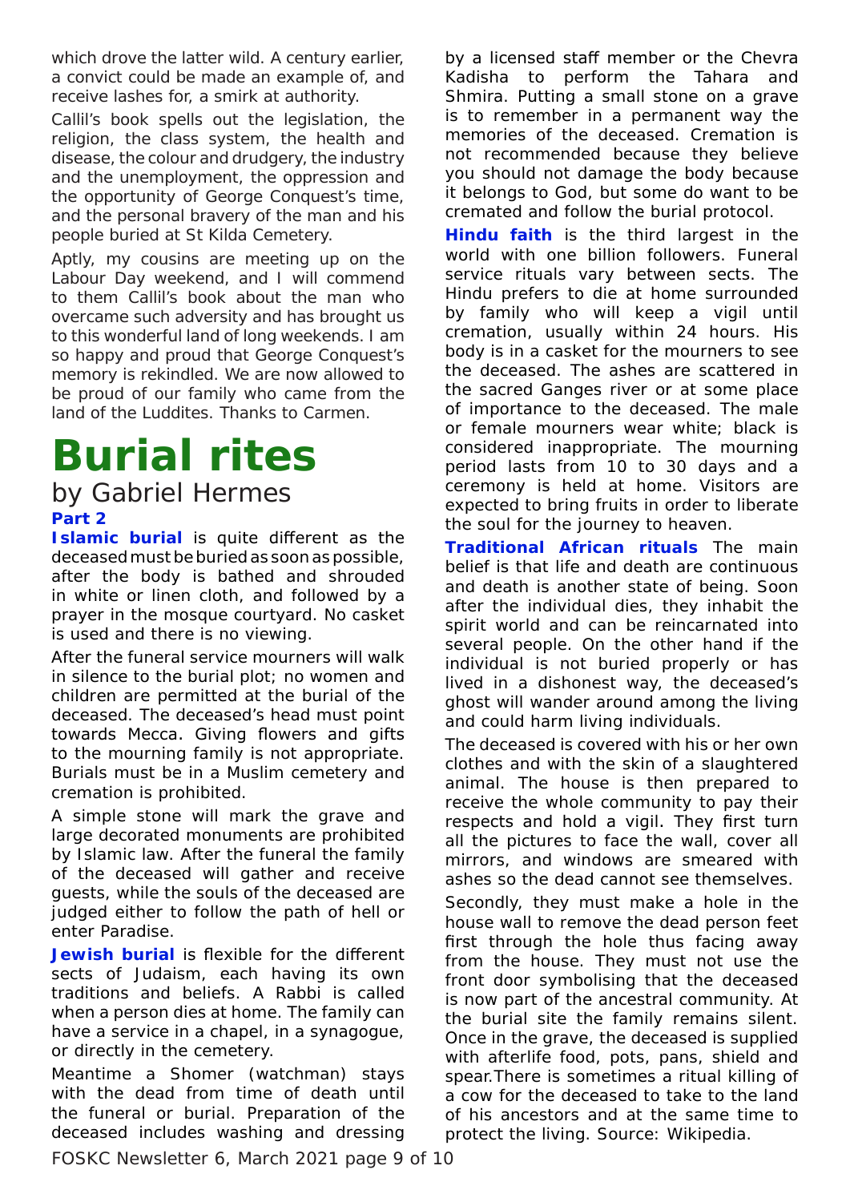which drove the latter wild. A century earlier, a convict could be made an example of, and receive lashes for, a smirk at authority.

Callil's book spells out the legislation, the religion, the class system, the health and disease, the colour and drudgery, the industry and the unemployment, the oppression and the opportunity of George Conquest's time, and the personal bravery of the man and his people buried at St Kilda Cemetery.

Aptly, my cousins are meeting up on the Labour Day weekend, and I will commend to them Callil's book about the man who overcame such adversity and has brought us to this wonderful land of long weekends. I am so happy and proud that George Conquest's memory is rekindled. We are now allowed to be proud of our family who came from the land of the Luddites. Thanks to Carmen.

# Burial rites

## by Gabriel Hermes

**Part 2**

**Islamic burial** is quite different as the deceased must be buried as soon as possible, after the body is bathed and shrouded in white or linen cloth, and followed by a prayer in the mosque courtyard. No casket is used and there is no viewing.

After the funeral service mourners will walk in silence to the burial plot; no women and children are permitted at the burial of the deceased. The deceased's head must point towards Mecca. Giving flowers and gifts to the mourning family is not appropriate. Burials must be in a Muslim cemetery and cremation is prohibited.

A simple stone will mark the grave and large decorated monuments are prohibited by Islamic law. After the funeral the family of the deceased will gather and receive guests, while the souls of the deceased are judged either to follow the path of hell or enter Paradise.

**Jewish burial** is flexible for the different sects of Judaism, each having its own traditions and beliefs. A Rabbi is called when a person dies at home. The family can have a service in a chapel, in a synagogue, or directly in the cemetery.

Meantime a Shomer (watchman) stays with the dead from time of death until the funeral or burial. Preparation of the deceased includes washing and dressing by a licensed staff member or the Chevra Kadisha to perform the Tahara and Shmira. Putting a small stone on a grave is to remember in a permanent way the memories of the deceased. Cremation is not recommended because they believe you should not damage the body because it belongs to God, but some do want to be cremated and follow the burial protocol.

**Hindu faith** is the third largest in the world with one billion followers. Funeral service rituals vary between sects. The Hindu prefers to die at home surrounded by family who will keep a vigil until cremation, usually within 24 hours. His body is in a casket for the mourners to see the deceased. The ashes are scattered in the sacred Ganges river or at some place of importance to the deceased. The male or female mourners wear white; black is considered inappropriate. The mourning period lasts from 10 to 30 days and a ceremony is held at home. Visitors are expected to bring fruits in order to liberate the soul for the journey to heaven.

**Traditional African rituals** The main belief is that life and death are continuous and death is another state of being. Soon after the individual dies, they inhabit the spirit world and can be reincarnated into several people. On the other hand if the individual is not buried properly or has lived in a dishonest way, the deceased's ghost will wander around among the living and could harm living individuals.

The deceased is covered with his or her own clothes and with the skin of a slaughtered animal. The house is then prepared to receive the whole community to pay their respects and hold a vigil. They first turn all the pictures to face the wall, cover all mirrors, and windows are smeared with ashes so the dead cannot see themselves.

Secondly, they must make a hole in the house wall to remove the dead person feet first through the hole thus facing away from the house. They must not use the front door symbolising that the deceased is now part of the ancestral community. At the burial site the family remains silent. Once in the grave, the deceased is supplied with afterlife food, pots, pans, shield and spear.There is sometimes a ritual killing of a cow for the deceased to take to the land of his ancestors and at the same time to protect the living. Source: Wikipedia.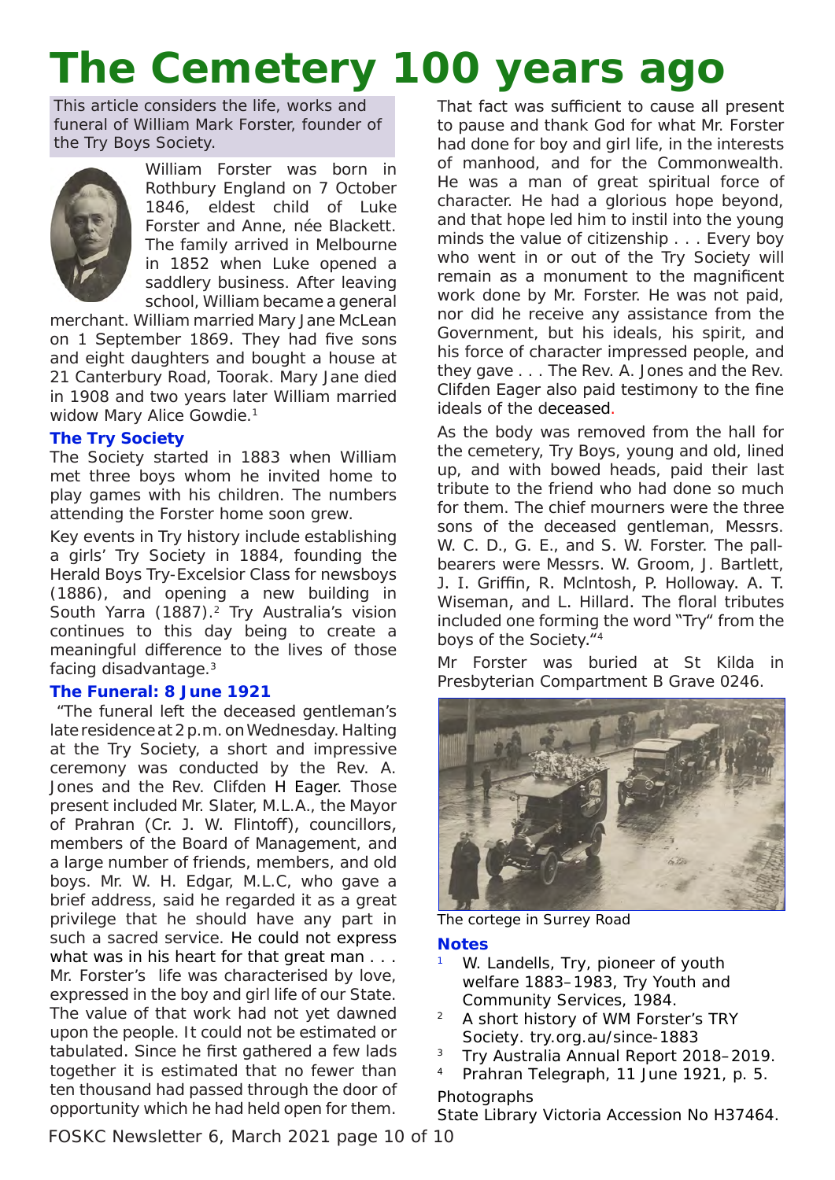# The Cemetery 100 years ago

This article considers the life, works and funeral of William Mark Forster, founder of the Try Boys Society.

William Forster was born in Rothbury England on 7 October 1846, eldest child of Luke Forster and Anne, née Blackett. The family arrived in Melbourne in 1852 when Luke opened a saddlery business. After leaving school, William became a general merchant. William married Mary Jane McLean on 1 September 1869. They had five sons and eight daughters and bought a house at 21 Canterbury Road, Toorak. Mary Jane died in 1908 and two years later William married widow Mary Alice Gowdie.[1]

### The Try Society

The Society started in 1883 when William met three boys whom he invited home to play games with his children. The numbers attending the Forster home soon grew.

Key events in Try history include establishing a girls' Try Society in 1884, founding the Herald Boys Try-Excelsior Class for newsboys (1886), and opening a new building in South Yarra (1887).[2] Try Australia's vision continues to this day being to create a meaningful difference to the lives of those facing disadvantage.[3]

### The Funeral: 8 June 1921

"The funeral left the deceased gentleman's late residence at 2 p.m. on Wednesday. Halting at the Try Society, a short and impressive ceremony was conducted by the Rev. A. Jones and the Rev. Clifden H Eager. Those present included Mr. Slater, M.L.A., the Mayor of Prahran (Cr. J. W. Flintoff), councillors, members of the Board of Management, and a large number of friends, members, and old boys. Mr. W. H. Edgar, M.L.C, who gave a brief address, said he regarded it as a great privilege that he should have any part in such a sacred service. He could not express what was in his heart for that great man . . . Mr. Forster's life was characterised by love, expressed in the boy and girl life of our State. The value of that work had not yet dawned upon the people. It could not be estimated or tabulated. Since he first gathered a few lads together it is estimated that no fewer than ten thousand had passed through the door of opportunity which he had held open for them. That fact was sufficient to cause all present to pause and thank God for what Mr. Forster had done for boy and girl life, in the interests of manhood, and for the Commonwealth. He was a man of great spiritual force of character. He had a glorious hope beyond, and that hope led him to instil into the young minds the value of citizenship . . . Every boy who went in or out of the Try Society will remain as a monument to the magnificent work done by Mr. Forster. He was not paid, nor did he receive any assistance from the Government, but his ideals, his spirit, and his force of character impressed people, and they gave . . . The Rev. A. Jones and the Rev. Clifden Eager also paid testimony to the fine ideals of the deceased.

As the body was removed from the hall for the cemetery, Try Boys, young and old, lined up, and with bowed heads, paid their last tribute to the friend who had done so much for them. The chief mourners were the three sons of the deceased gentleman, Messrs. W. C. D., G. E., and S. W. Forster. The pall-bearers were Messrs. W. Groom, J. Bartlett, J. I. Griffin, R. McIntosh, P. Holloway. A. T. Wiseman, and L. Hillard. The floral tributes included one forming the word "Try" from the boys of the Society."[4]

Mr Forster was buried at St Kilda in Presbyterian Compartment B Grave 0246.

The cortege in Surrey Road

### Notes

1. W. Landells, Try, pioneer of youth welfare 1883–1983, Try Youth and Community Services, 1984.
2. A short history of WM Forster's TRY Society. try.org.au/since-1883
3. Try Australia Annual Report 2018–2019.
4. Prahran Telegraph, 11 June 1921, p. 5.

Photographs

State Library Victoria Accession No H37464.